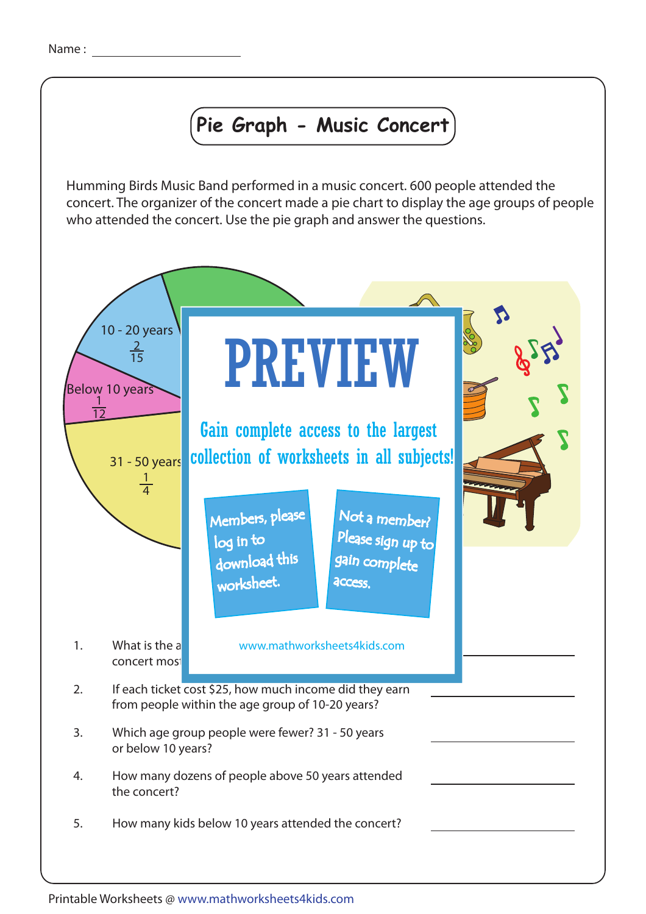Name :

# Pie Graph - Music Concert

Humming Birds Music Band performed in a music concert. 600 people attended the concert. The organizer of the concert made a pie chart to display the age groups of people who attended the concert. Use the pie graph and answer the questions.

10 - 20 years $\frac{2}{15}$

Below 10 years $\frac{1}{12}$

31 - 50 years $\frac{1}{4}$

PREVIEW

Gain complete access to the largest collection of worksheets in all subjects!

Members, please log in to download this worksheet.

Not a member? Please sign up to gain complete access.

www.mathworksheets4kids.com

1. What is the a... concert most...
2. If each ticket cost $25, how much income did they earn from people within the age group of 10-20 years?
3. Which age group people were fewer? 31 - 50 years or below 10 years?
4. How many dozens of people above 50 years attended the concert?
5. How many kids below 10 years attended the concert?

Printable Worksheets @ www.mathworksheets4kids.com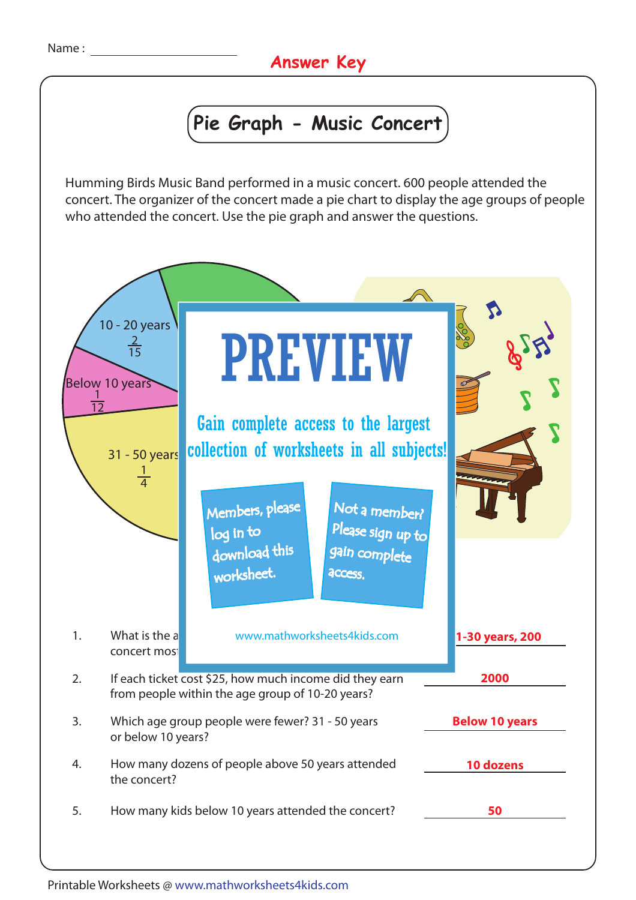Name :

**Answer Key**

# Pie Graph - Music Concert

Humming Birds Music Band performed in a music concert. 600 people attended the concert. The organizer of the concert made a pie chart to display the age groups of people who attended the concert. Use the pie graph and answer the questions.

10 - 20 years
$\frac{2}{15}$

Below 10 years
$\frac{1}{12}$

31 - 50 years
$\frac{1}{4}$

PREVIEW

Gain complete access to the largest collection of worksheets in all subjects!

Members, please log in to download this worksheet.

Not a member? Please sign up to gain complete access.

www.mathworksheets4kids.com

1. What is the a... concert most... — **1-30 years, 200**

2. If each ticket cost $25, how much income did they earn from people within the age group of 10-20 years? — **2000**

3. Which age group people were fewer? 31 - 50 years or below 10 years? — **Below 10 years**

4. How many dozens of people above 50 years attended the concert? — **10 dozens**

5. How many kids below 10 years attended the concert? — **50**

Printable Worksheets @ www.mathworksheets4kids.com